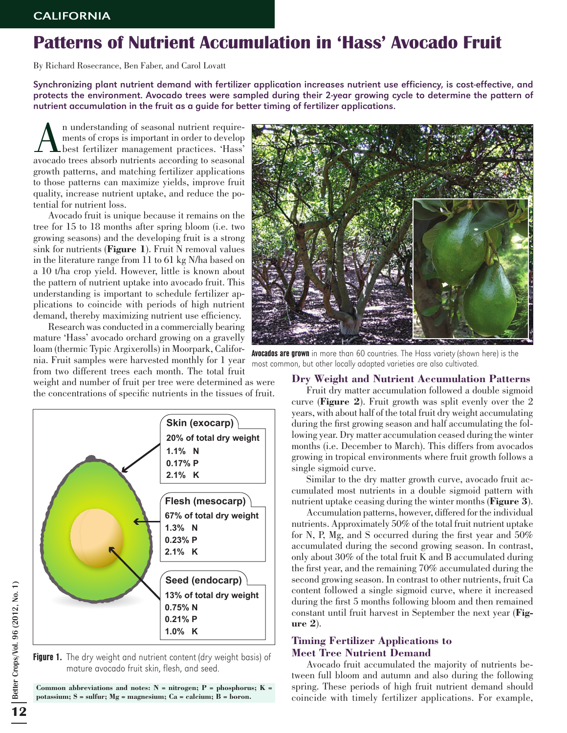CALIFORNIA

# Patterns of Nutrient Accumulation in 'Hass' Avocado Fruit

By Richard Rosecrance, Ben Faber, and Carol Lovatt

**Synchronizing plant nutrient demand with fertilizer application increases nutrient use efficiency, is cost-effective, and protects the environment. Avocado trees were sampled during their 2-year growing cycle to determine the pattern of nutrient accumulation in the fruit as a guide for better timing of fertilizer applications.**

An understanding of seasonal nutrient requirements of crops is important in order to develop best fertilizer management practices. 'Hass' avocado trees absorb nutrients according to seasonal growth patterns, and matching fertilizer applications to those patterns can maximize yields, improve fruit quality, increase nutrient uptake, and reduce the potential for nutrient loss.

Avocado fruit is unique because it remains on the tree for 15 to 18 months after spring bloom (i.e. two growing seasons) and the developing fruit is a strong sink for nutrients (**Figure 1**). Fruit N removal values in the literature range from 11 to 61 kg N/ha based on a 10 t/ha crop yield. However, little is known about the pattern of nutrient uptake into avocado fruit. This understanding is important to schedule fertilizer applications to coincide with periods of high nutrient demand, thereby maximizing nutrient use efficiency.

Research was conducted in a commercially bearing mature 'Hass' avocado orchard growing on a gravelly loam (thermic Typic Argixerolls) in Moorpark, California. Fruit samples were harvested monthly for 1 year from two different trees each month. The total fruit weight and number of fruit per tree were determined as were the concentrations of specific nutrients in the tissues of fruit.

**Avocados are grown** in more than 60 countries. The Hass variety (shown here) is the most common, but other locally adapted varieties are also cultivated.

| Fruit part | % of total dry weight | N | P | K |
|---|---|---|---|---|
| Skin (exocarp) | 20% | 1.1% | 0.17% | 2.1% |
| Flesh (mesocarp) | 67% | 1.3% | 0.23% | 2.1% |
| Seed (endocarp) | 13% | 0.75% | 0.21% | 1.0% |

**Figure 1.** The dry weight and nutrient content (dry weight basis) of mature avocado fruit skin, flesh, and seed.

**Common abbreviations and notes: N = nitrogen; P = phosphorus; K = potassium; S = sulfur; Mg = magnesium; Ca = calcium; B = boron.**

## Dry Weight and Nutrient Accumulation Patterns

Fruit dry matter accumulation followed a double sigmoid curve (**Figure 2**). Fruit growth was split evenly over the 2 years, with about half of the total fruit dry weight accumulating during the first growing season and half accumulating the following year. Dry matter accumulation ceased during the winter months (i.e. December to March). This differs from avocados growing in tropical environments where fruit growth follows a single sigmoid curve.

Similar to the dry matter growth curve, avocado fruit accumulated most nutrients in a double sigmoid pattern with nutrient uptake ceasing during the winter months (**Figure 3**).

Accumulation patterns, however, differed for the individual nutrients. Approximately 50% of the total fruit nutrient uptake for N, P, Mg, and S occurred during the first year and 50% accumulated during the second growing season. In contrast, only about 30% of the total fruit K and B accumulated during the first year, and the remaining 70% accumulated during the second growing season. In contrast to other nutrients, fruit Ca content followed a single sigmoid curve, where it increased during the first 5 months following bloom and then remained constant until fruit harvest in September the next year (**Figure 2**).

## Timing Fertilizer Applications to Meet Tree Nutrient Demand

Avocado fruit accumulated the majority of nutrients between full bloom and autumn and also during the following spring. These periods of high fruit nutrient demand should coincide with timely fertilizer applications. For example,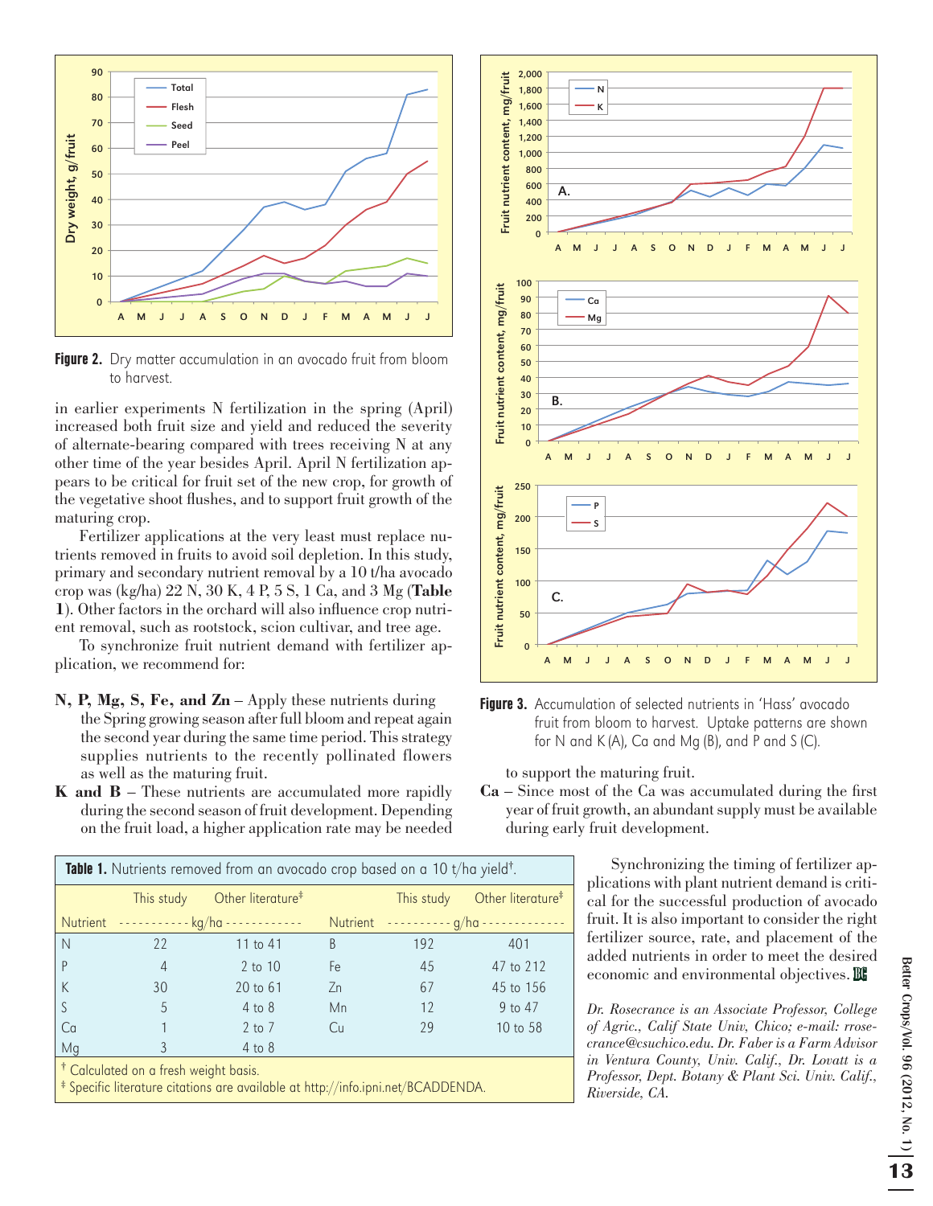90
80
70
60
50
40
30
20
10
0

Dry weight, g/fruit

Total
Flesh
Seed
Peel

A M J J A S O N D J F M A M J J

**Figure 2.** Dry matter accumulation in an avocado fruit from bloom to harvest.

in earlier experiments N fertilization in the spring (April) increased both fruit size and yield and reduced the severity of alternate-bearing compared with trees receiving N at any other time of the year besides April. April N fertilization appears to be critical for fruit set of the new crop, for growth of the vegetative shoot flushes, and to support fruit growth of the maturing crop.

Fertilizer applications at the very least must replace nutrients removed in fruits to avoid soil depletion. In this study, primary and secondary nutrient removal by a 10 t/ha avocado crop was (kg/ha) 22 N, 30 K, 4 P, 5 S, 1 Ca, and 3 Mg (**Table 1**). Other factors in the orchard will also influence crop nutrient removal, such as rootstock, scion cultivar, and tree age.

To synchronize fruit nutrient demand with fertilizer application, we recommend for:

**N, P, Mg, S, Fe, and Zn** – Apply these nutrients during the Spring growing season after full bloom and repeat again the second year during the same time period. This strategy supplies nutrients to the recently pollinated flowers as well as the maturing fruit.

**K and B** – These nutrients are accumulated more rapidly during the second season of fruit development. Depending on the fruit load, a higher application rate may be needed to support the maturing fruit.

**Ca** – Since most of the Ca was accumulated during the first year of fruit growth, an abundant supply must be available during early fruit development.

2,000
1,800
1,600
1,400
1,200
1,000
800
600
400
200
0

Fruit nutrient content, mg/fruit

N
K

A.

A M J J A S O N D J F M A M J J

100
90
80
70
60
50
40
30
20
10
0

Fruit nutrient content, mg/fruit

Ca
Mg

B.

A M J J A S O N D J F M A M J J

250
200
150
100
50
0

Fruit nutrient content, mg/fruit

P
S

C.

A M J J A S O N D J F M A M J J

**Figure 3.** Accumulation of selected nutrients in 'Hass' avocado fruit from bloom to harvest. Uptake patterns are shown for N and K (A), Ca and Mg (B), and P and S (C).

**Table 1.** Nutrients removed from an avocado crop based on a 10 t/ha yield†.

| | This study | Other literature‡ | | This study | Other literature‡ |
|---|---|---|---|---|---|
| Nutrient | ----------- kg/ha ----------- | | Nutrient | ---------- g/ha ------------ | |
| N | 22 | 11 to 41 | B | 192 | 401 |
| P | 4 | 2 to 10 | Fe | 45 | 47 to 212 |
| K | 30 | 20 to 61 | Zn | 67 | 45 to 156 |
| S | 5 | 4 to 8 | Mn | 12 | 9 to 47 |
| Ca | 1 | 2 to 7 | Cu | 29 | 10 to 58 |
| Mg | 3 | 4 to 8 | | | |

† Calculated on a fresh weight basis.
‡ Specific literature citations are available at http://info.ipni.net/BCADDENDA.

Synchronizing the timing of fertilizer applications with plant nutrient demand is critical for the successful production of avocado fruit. It is also important to consider the right fertilizer source, rate, and placement of the added nutrients in order to meet the desired economic and environmental objectives.

*Dr. Rosecrance is an Associate Professor, College of Agric., Calif State Univ, Chico; e-mail: rrosecrance@csuchico.edu. Dr. Faber is a Farm Advisor in Ventura County, Univ. Calif., Dr. Lovatt is a Professor, Dept. Botany & Plant Sci. Univ. Calif., Riverside, CA.*